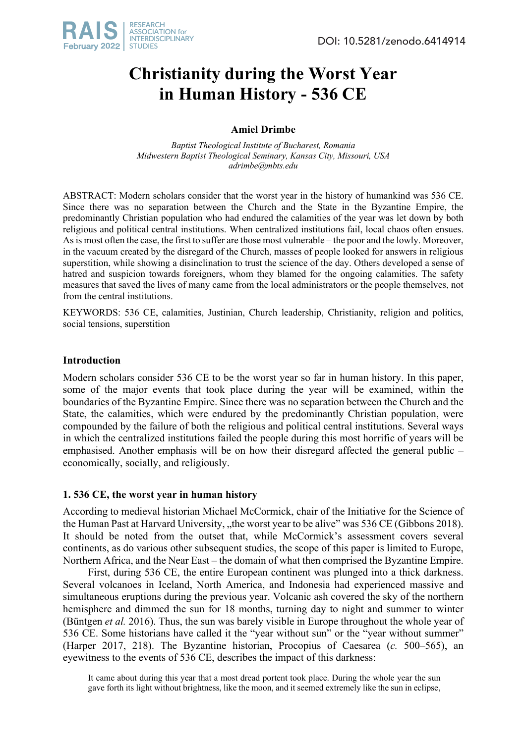# Christianity during the Worst Year in Human History - 536 CE

**Amiel Drimbe**

*Baptist Theological Institute of Bucharest, Romania*
*Midwestern Baptist Theological Seminary, Kansas City, Missouri, USA*
*adrimbe@mbts.edu*

ABSTRACT: Modern scholars consider that the worst year in the history of humankind was 536 CE. Since there was no separation between the Church and the State in the Byzantine Empire, the predominantly Christian population who had endured the calamities of the year was let down by both religious and political central institutions. When centralized institutions fail, local chaos often ensues. As is most often the case, the first to suffer are those most vulnerable – the poor and the lowly. Moreover, in the vacuum created by the disregard of the Church, masses of people looked for answers in religious superstition, while showing a disinclination to trust the science of the day. Others developed a sense of hatred and suspicion towards foreigners, whom they blamed for the ongoing calamities. The safety measures that saved the lives of many came from the local administrators or the people themselves, not from the central institutions.

KEYWORDS: 536 CE, calamities, Justinian, Church leadership, Christianity, religion and politics, social tensions, superstition

## Introduction

Modern scholars consider 536 CE to be the worst year so far in human history. In this paper, some of the major events that took place during the year will be examined, within the boundaries of the Byzantine Empire. Since there was no separation between the Church and the State, the calamities, which were endured by the predominantly Christian population, were compounded by the failure of both the religious and political central institutions. Several ways in which the centralized institutions failed the people during this most horrific of years will be emphasised. Another emphasis will be on how their disregard affected the general public – economically, socially, and religiously.

## 1. 536 CE, the worst year in human history

According to medieval historian Michael McCormick, chair of the Initiative for the Science of the Human Past at Harvard University, „the worst year to be alive" was 536 CE (Gibbons 2018). It should be noted from the outset that, while McCormick's assessment covers several continents, as do various other subsequent studies, the scope of this paper is limited to Europe, Northern Africa, and the Near East – the domain of what then comprised the Byzantine Empire.

First, during 536 CE, the entire European continent was plunged into a thick darkness. Several volcanoes in Iceland, North America, and Indonesia had experienced massive and simultaneous eruptions during the previous year. Volcanic ash covered the sky of the northern hemisphere and dimmed the sun for 18 months, turning day to night and summer to winter (Büntgen *et al.* 2016). Thus, the sun was barely visible in Europe throughout the whole year of 536 CE. Some historians have called it the "year without sun" or the "year without summer" (Harper 2017, 218). The Byzantine historian, Procopius of Caesarea (*c.* 500–565), an eyewitness to the events of 536 CE, describes the impact of this darkness:

> It came about during this year that a most dread portent took place. During the whole year the sun gave forth its light without brightness, like the moon, and it seemed extremely like the sun in eclipse,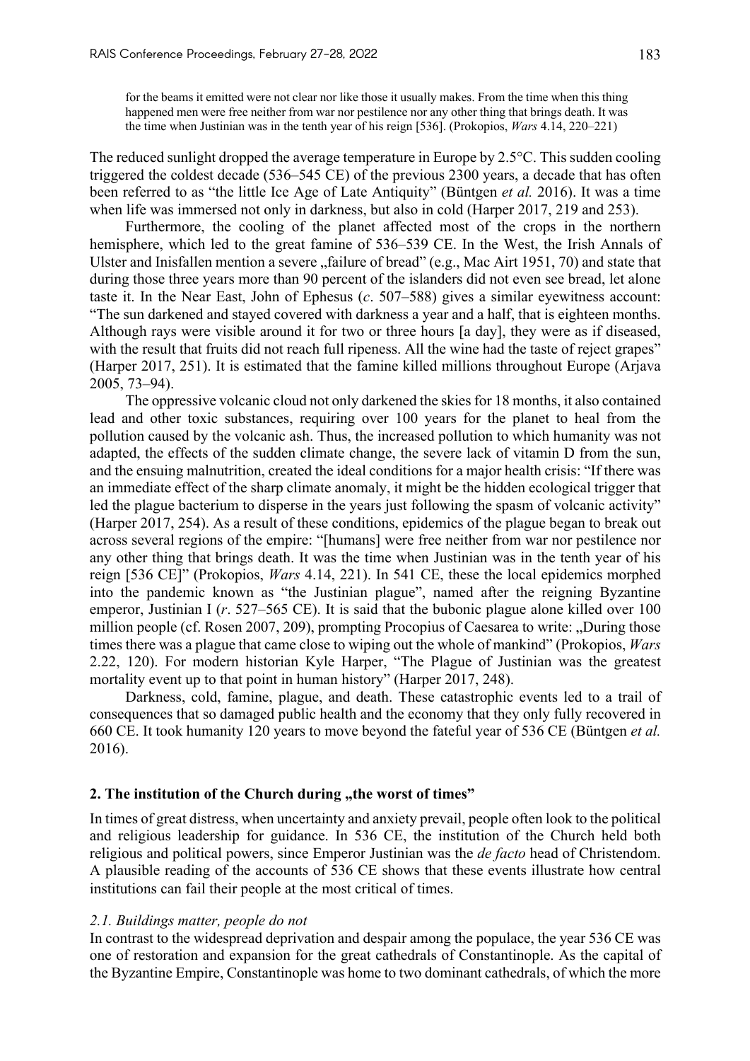> for the beams it emitted were not clear nor like those it usually makes. From the time when this thing happened men were free neither from war nor pestilence nor any other thing that brings death. It was the time when Justinian was in the tenth year of his reign [536]. (Prokopios, *Wars* 4.14, 220–221)

The reduced sunlight dropped the average temperature in Europe by 2.5°C. This sudden cooling triggered the coldest decade (536–545 CE) of the previous 2300 years, a decade that has often been referred to as "the little Ice Age of Late Antiquity" (Büntgen *et al.* 2016). It was a time when life was immersed not only in darkness, but also in cold (Harper 2017, 219 and 253).

Furthermore, the cooling of the planet affected most of the crops in the northern hemisphere, which led to the great famine of 536–539 CE. In the West, the Irish Annals of Ulster and Inisfallen mention a severe „failure of bread" (e.g., Mac Airt 1951, 70) and state that during those three years more than 90 percent of the islanders did not even see bread, let alone taste it. In the Near East, John of Ephesus (*c*. 507–588) gives a similar eyewitness account: "The sun darkened and stayed covered with darkness a year and a half, that is eighteen months. Although rays were visible around it for two or three hours [a day], they were as if diseased, with the result that fruits did not reach full ripeness. All the wine had the taste of reject grapes" (Harper 2017, 251). It is estimated that the famine killed millions throughout Europe (Arjava 2005, 73–94).

The oppressive volcanic cloud not only darkened the skies for 18 months, it also contained lead and other toxic substances, requiring over 100 years for the planet to heal from the pollution caused by the volcanic ash. Thus, the increased pollution to which humanity was not adapted, the effects of the sudden climate change, the severe lack of vitamin D from the sun, and the ensuing malnutrition, created the ideal conditions for a major health crisis: "If there was an immediate effect of the sharp climate anomaly, it might be the hidden ecological trigger that led the plague bacterium to disperse in the years just following the spasm of volcanic activity" (Harper 2017, 254). As a result of these conditions, epidemics of the plague began to break out across several regions of the empire: "[humans] were free neither from war nor pestilence nor any other thing that brings death. It was the time when Justinian was in the tenth year of his reign [536 CE]" (Prokopios, *Wars* 4.14, 221). In 541 CE, these the local epidemics morphed into the pandemic known as "the Justinian plague", named after the reigning Byzantine emperor, Justinian I (*r*. 527–565 CE). It is said that the bubonic plague alone killed over 100 million people (cf. Rosen 2007, 209), prompting Procopius of Caesarea to write: „During those times there was a plague that came close to wiping out the whole of mankind" (Prokopios, *Wars* 2.22, 120). For modern historian Kyle Harper, "The Plague of Justinian was the greatest mortality event up to that point in human history" (Harper 2017, 248).

Darkness, cold, famine, plague, and death. These catastrophic events led to a trail of consequences that so damaged public health and the economy that they only fully recovered in 660 CE. It took humanity 120 years to move beyond the fateful year of 536 CE (Büntgen *et al.* 2016).

## 2. The institution of the Church during „the worst of times"

In times of great distress, when uncertainty and anxiety prevail, people often look to the political and religious leadership for guidance. In 536 CE, the institution of the Church held both religious and political powers, since Emperor Justinian was the *de facto* head of Christendom. A plausible reading of the accounts of 536 CE shows that these events illustrate how central institutions can fail their people at the most critical of times.

### *2.1. Buildings matter, people do not*

In contrast to the widespread deprivation and despair among the populace, the year 536 CE was one of restoration and expansion for the great cathedrals of Constantinople. As the capital of the Byzantine Empire, Constantinople was home to two dominant cathedrals, of which the more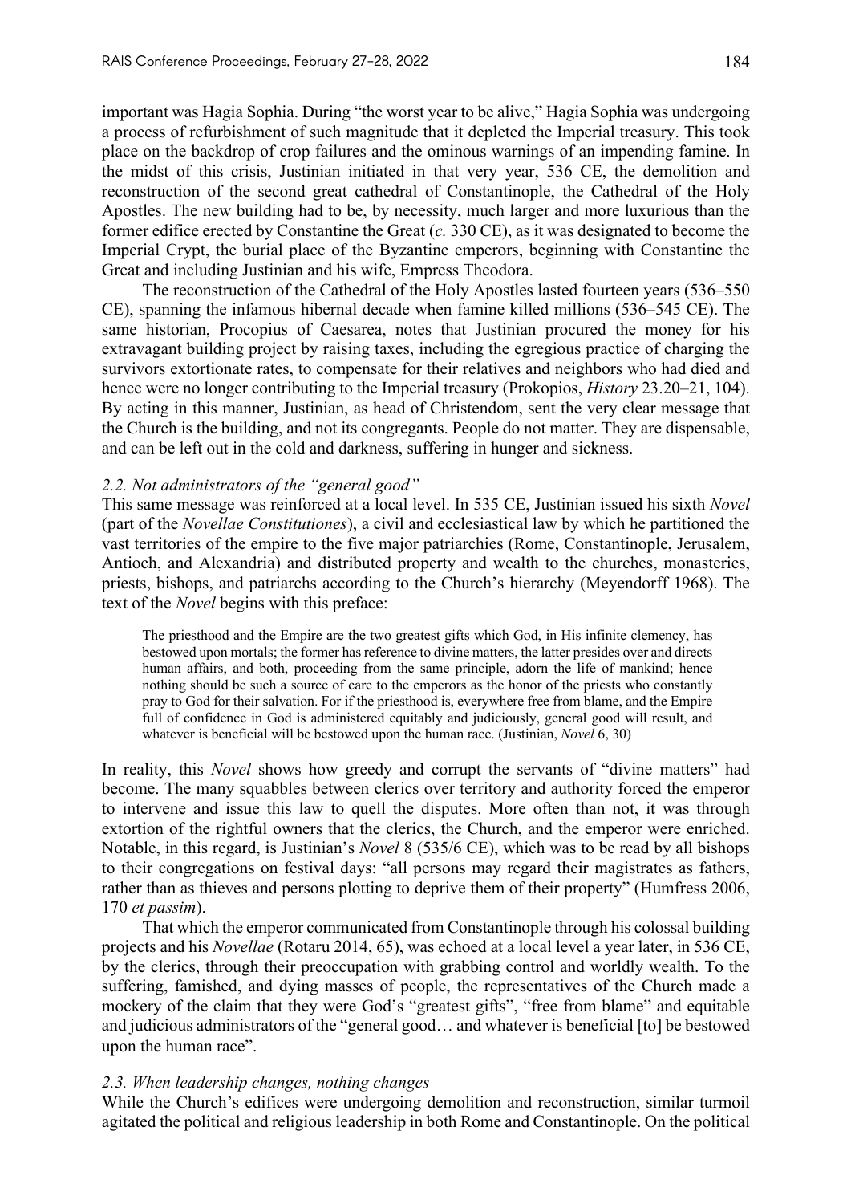important was Hagia Sophia. During "the worst year to be alive," Hagia Sophia was undergoing a process of refurbishment of such magnitude that it depleted the Imperial treasury. This took place on the backdrop of crop failures and the ominous warnings of an impending famine. In the midst of this crisis, Justinian initiated in that very year, 536 CE, the demolition and reconstruction of the second great cathedral of Constantinople, the Cathedral of the Holy Apostles. The new building had to be, by necessity, much larger and more luxurious than the former edifice erected by Constantine the Great (*c.* 330 CE), as it was designated to become the Imperial Crypt, the burial place of the Byzantine emperors, beginning with Constantine the Great and including Justinian and his wife, Empress Theodora.

The reconstruction of the Cathedral of the Holy Apostles lasted fourteen years (536–550 CE), spanning the infamous hibernal decade when famine killed millions (536–545 CE). The same historian, Procopius of Caesarea, notes that Justinian procured the money for his extravagant building project by raising taxes, including the egregious practice of charging the survivors extortionate rates, to compensate for their relatives and neighbors who had died and hence were no longer contributing to the Imperial treasury (Prokopios, *History* 23.20–21, 104). By acting in this manner, Justinian, as head of Christendom, sent the very clear message that the Church is the building, and not its congregants. People do not matter. They are dispensable, and can be left out in the cold and darkness, suffering in hunger and sickness.

### *2.2. Not administrators of the "general good"*

This same message was reinforced at a local level. In 535 CE, Justinian issued his sixth *Novel* (part of the *Novellae Constitutiones*), a civil and ecclesiastical law by which he partitioned the vast territories of the empire to the five major patriarchies (Rome, Constantinople, Jerusalem, Antioch, and Alexandria) and distributed property and wealth to the churches, monasteries, priests, bishops, and patriarchs according to the Church's hierarchy (Meyendorff 1968). The text of the *Novel* begins with this preface:

> The priesthood and the Empire are the two greatest gifts which God, in His infinite clemency, has bestowed upon mortals; the former has reference to divine matters, the latter presides over and directs human affairs, and both, proceeding from the same principle, adorn the life of mankind; hence nothing should be such a source of care to the emperors as the honor of the priests who constantly pray to God for their salvation. For if the priesthood is, everywhere free from blame, and the Empire full of confidence in God is administered equitably and judiciously, general good will result, and whatever is beneficial will be bestowed upon the human race. (Justinian, *Novel* 6, 30)

In reality, this *Novel* shows how greedy and corrupt the servants of "divine matters" had become. The many squabbles between clerics over territory and authority forced the emperor to intervene and issue this law to quell the disputes. More often than not, it was through extortion of the rightful owners that the clerics, the Church, and the emperor were enriched. Notable, in this regard, is Justinian's *Novel* 8 (535/6 CE), which was to be read by all bishops to their congregations on festival days: "all persons may regard their magistrates as fathers, rather than as thieves and persons plotting to deprive them of their property" (Humfress 2006, 170 *et passim*).

That which the emperor communicated from Constantinople through his colossal building projects and his *Novellae* (Rotaru 2014, 65), was echoed at a local level a year later, in 536 CE, by the clerics, through their preoccupation with grabbing control and worldly wealth. To the suffering, famished, and dying masses of people, the representatives of the Church made a mockery of the claim that they were God's "greatest gifts", "free from blame" and equitable and judicious administrators of the "general good… and whatever is beneficial [to] be bestowed upon the human race".

### *2.3. When leadership changes, nothing changes*

While the Church's edifices were undergoing demolition and reconstruction, similar turmoil agitated the political and religious leadership in both Rome and Constantinople. On the political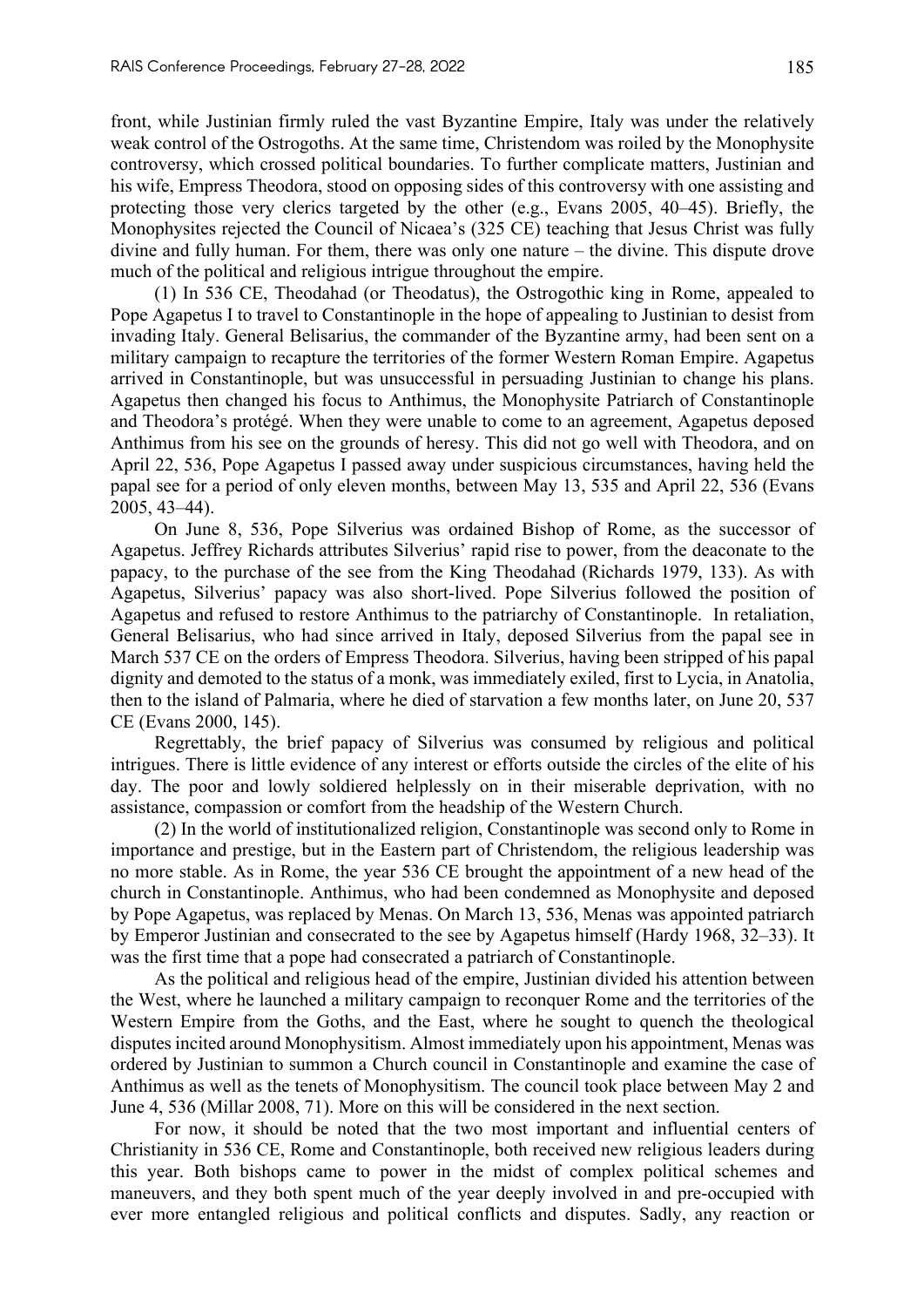front, while Justinian firmly ruled the vast Byzantine Empire, Italy was under the relatively weak control of the Ostrogoths. At the same time, Christendom was roiled by the Monophysite controversy, which crossed political boundaries. To further complicate matters, Justinian and his wife, Empress Theodora, stood on opposing sides of this controversy with one assisting and protecting those very clerics targeted by the other (e.g., Evans 2005, 40–45). Briefly, the Monophysites rejected the Council of Nicaea's (325 CE) teaching that Jesus Christ was fully divine and fully human. For them, there was only one nature – the divine. This dispute drove much of the political and religious intrigue throughout the empire.

(1) In 536 CE, Theodahad (or Theodatus), the Ostrogothic king in Rome, appealed to Pope Agapetus I to travel to Constantinople in the hope of appealing to Justinian to desist from invading Italy. General Belisarius, the commander of the Byzantine army, had been sent on a military campaign to recapture the territories of the former Western Roman Empire. Agapetus arrived in Constantinople, but was unsuccessful in persuading Justinian to change his plans. Agapetus then changed his focus to Anthimus, the Monophysite Patriarch of Constantinople and Theodora's protégé. When they were unable to come to an agreement, Agapetus deposed Anthimus from his see on the grounds of heresy. This did not go well with Theodora, and on April 22, 536, Pope Agapetus I passed away under suspicious circumstances, having held the papal see for a period of only eleven months, between May 13, 535 and April 22, 536 (Evans 2005, 43–44).

On June 8, 536, Pope Silverius was ordained Bishop of Rome, as the successor of Agapetus. Jeffrey Richards attributes Silverius' rapid rise to power, from the deaconate to the papacy, to the purchase of the see from the King Theodahad (Richards 1979, 133). As with Agapetus, Silverius' papacy was also short-lived. Pope Silverius followed the position of Agapetus and refused to restore Anthimus to the patriarchy of Constantinople. In retaliation, General Belisarius, who had since arrived in Italy, deposed Silverius from the papal see in March 537 CE on the orders of Empress Theodora. Silverius, having been stripped of his papal dignity and demoted to the status of a monk, was immediately exiled, first to Lycia, in Anatolia, then to the island of Palmaria, where he died of starvation a few months later, on June 20, 537 CE (Evans 2000, 145).

Regrettably, the brief papacy of Silverius was consumed by religious and political intrigues. There is little evidence of any interest or efforts outside the circles of the elite of his day. The poor and lowly soldiered helplessly on in their miserable deprivation, with no assistance, compassion or comfort from the headship of the Western Church.

(2) In the world of institutionalized religion, Constantinople was second only to Rome in importance and prestige, but in the Eastern part of Christendom, the religious leadership was no more stable. As in Rome, the year 536 CE brought the appointment of a new head of the church in Constantinople. Anthimus, who had been condemned as Monophysite and deposed by Pope Agapetus, was replaced by Menas. On March 13, 536, Menas was appointed patriarch by Emperor Justinian and consecrated to the see by Agapetus himself (Hardy 1968, 32–33). It was the first time that a pope had consecrated a patriarch of Constantinople.

As the political and religious head of the empire, Justinian divided his attention between the West, where he launched a military campaign to reconquer Rome and the territories of the Western Empire from the Goths, and the East, where he sought to quench the theological disputes incited around Monophysitism. Almost immediately upon his appointment, Menas was ordered by Justinian to summon a Church council in Constantinople and examine the case of Anthimus as well as the tenets of Monophysitism. The council took place between May 2 and June 4, 536 (Millar 2008, 71). More on this will be considered in the next section.

For now, it should be noted that the two most important and influential centers of Christianity in 536 CE, Rome and Constantinople, both received new religious leaders during this year. Both bishops came to power in the midst of complex political schemes and maneuvers, and they both spent much of the year deeply involved in and pre-occupied with ever more entangled religious and political conflicts and disputes. Sadly, any reaction or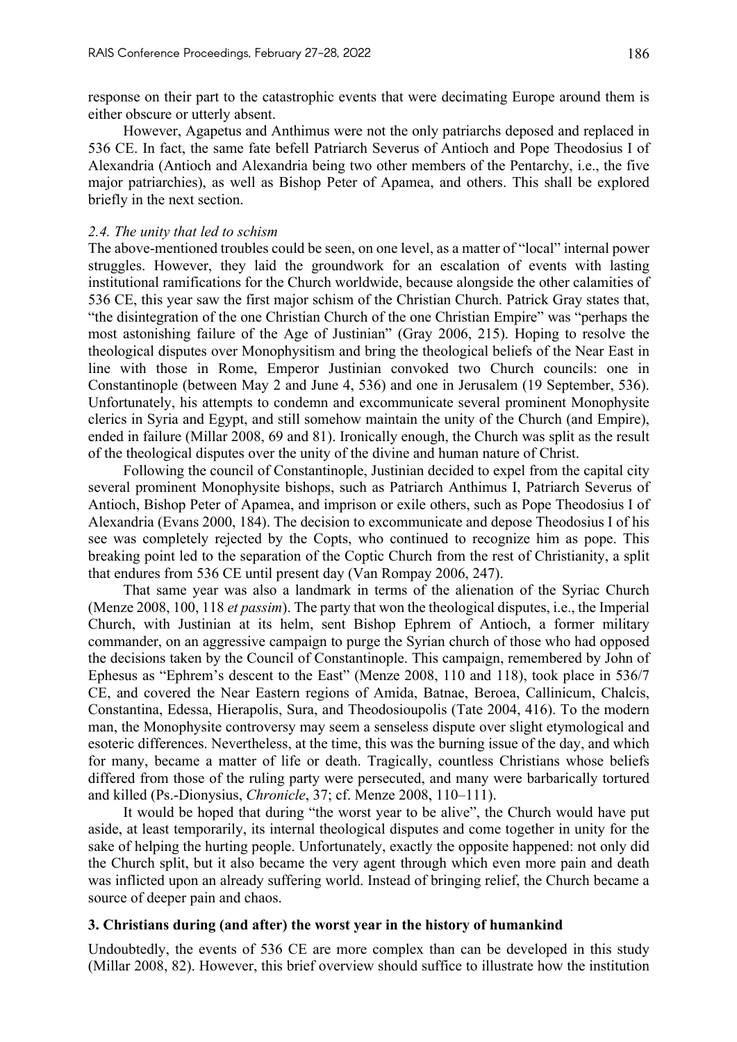response on their part to the catastrophic events that were decimating Europe around them is either obscure or utterly absent.

However, Agapetus and Anthimus were not the only patriarchs deposed and replaced in 536 CE. In fact, the same fate befell Patriarch Severus of Antioch and Pope Theodosius I of Alexandria (Antioch and Alexandria being two other members of the Pentarchy, i.e., the five major patriarchies), as well as Bishop Peter of Apamea, and others. This shall be explored briefly in the next section.

### *2.4. The unity that led to schism*

The above-mentioned troubles could be seen, on one level, as a matter of "local" internal power struggles. However, they laid the groundwork for an escalation of events with lasting institutional ramifications for the Church worldwide, because alongside the other calamities of 536 CE, this year saw the first major schism of the Christian Church. Patrick Gray states that, "the disintegration of the one Christian Church of the one Christian Empire" was "perhaps the most astonishing failure of the Age of Justinian" (Gray 2006, 215). Hoping to resolve the theological disputes over Monophysitism and bring the theological beliefs of the Near East in line with those in Rome, Emperor Justinian convoked two Church councils: one in Constantinople (between May 2 and June 4, 536) and one in Jerusalem (19 September, 536). Unfortunately, his attempts to condemn and excommunicate several prominent Monophysite clerics in Syria and Egypt, and still somehow maintain the unity of the Church (and Empire), ended in failure (Millar 2008, 69 and 81). Ironically enough, the Church was split as the result of the theological disputes over the unity of the divine and human nature of Christ.

Following the council of Constantinople, Justinian decided to expel from the capital city several prominent Monophysite bishops, such as Patriarch Anthimus I, Patriarch Severus of Antioch, Bishop Peter of Apamea, and imprison or exile others, such as Pope Theodosius I of Alexandria (Evans 2000, 184). The decision to excommunicate and depose Theodosius I of his see was completely rejected by the Copts, who continued to recognize him as pope. This breaking point led to the separation of the Coptic Church from the rest of Christianity, a split that endures from 536 CE until present day (Van Rompay 2006, 247).

That same year was also a landmark in terms of the alienation of the Syriac Church (Menze 2008, 100, 118 *et passim*). The party that won the theological disputes, i.e., the Imperial Church, with Justinian at its helm, sent Bishop Ephrem of Antioch, a former military commander, on an aggressive campaign to purge the Syrian church of those who had opposed the decisions taken by the Council of Constantinople. This campaign, remembered by John of Ephesus as "Ephrem's descent to the East" (Menze 2008, 110 and 118), took place in 536/7 CE, and covered the Near Eastern regions of Amida, Batnae, Beroea, Callinicum, Chalcis, Constantina, Edessa, Hierapolis, Sura, and Theodosioupolis (Tate 2004, 416). To the modern man, the Monophysite controversy may seem a senseless dispute over slight etymological and esoteric differences. Nevertheless, at the time, this was the burning issue of the day, and which for many, became a matter of life or death. Tragically, countless Christians whose beliefs differed from those of the ruling party were persecuted, and many were barbarically tortured and killed (Ps.-Dionysius, *Chronicle*, 37; cf. Menze 2008, 110–111).

It would be hoped that during "the worst year to be alive", the Church would have put aside, at least temporarily, its internal theological disputes and come together in unity for the sake of helping the hurting people. Unfortunately, exactly the opposite happened: not only did the Church split, but it also became the very agent through which even more pain and death was inflicted upon an already suffering world. Instead of bringing relief, the Church became a source of deeper pain and chaos.

## 3. Christians during (and after) the worst year in the history of humankind

Undoubtedly, the events of 536 CE are more complex than can be developed in this study (Millar 2008, 82). However, this brief overview should suffice to illustrate how the institution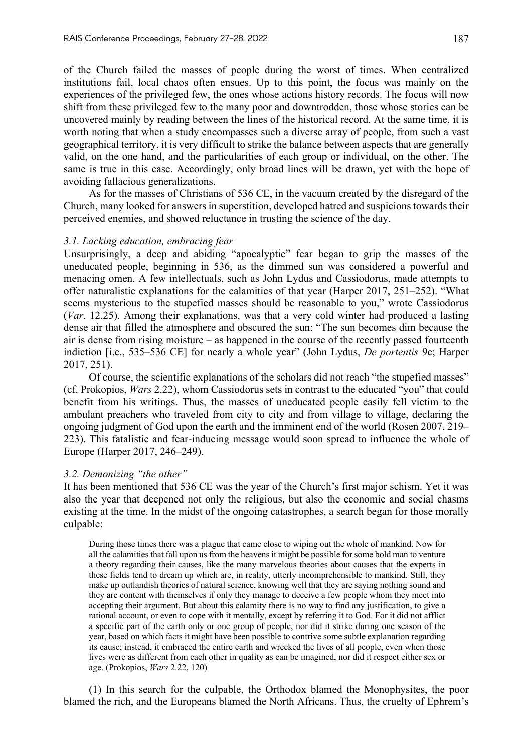of the Church failed the masses of people during the worst of times. When centralized institutions fail, local chaos often ensues. Up to this point, the focus was mainly on the experiences of the privileged few, the ones whose actions history records. The focus will now shift from these privileged few to the many poor and downtrodden, those whose stories can be uncovered mainly by reading between the lines of the historical record. At the same time, it is worth noting that when a study encompasses such a diverse array of people, from such a vast geographical territory, it is very difficult to strike the balance between aspects that are generally valid, on the one hand, and the particularities of each group or individual, on the other. The same is true in this case. Accordingly, only broad lines will be drawn, yet with the hope of avoiding fallacious generalizations.

As for the masses of Christians of 536 CE, in the vacuum created by the disregard of the Church, many looked for answers in superstition, developed hatred and suspicions towards their perceived enemies, and showed reluctance in trusting the science of the day.

### *3.1. Lacking education, embracing fear*

Unsurprisingly, a deep and abiding "apocalyptic" fear began to grip the masses of the uneducated people, beginning in 536, as the dimmed sun was considered a powerful and menacing omen. A few intellectuals, such as John Lydus and Cassiodorus, made attempts to offer naturalistic explanations for the calamities of that year (Harper 2017, 251–252). "What seems mysterious to the stupefied masses should be reasonable to you," wrote Cassiodorus (*Var*. 12.25). Among their explanations, was that a very cold winter had produced a lasting dense air that filled the atmosphere and obscured the sun: "The sun becomes dim because the air is dense from rising moisture – as happened in the course of the recently passed fourteenth indiction [i.e., 535–536 CE] for nearly a whole year" (John Lydus, *De portentis* 9c; Harper 2017, 251).

Of course, the scientific explanations of the scholars did not reach "the stupefied masses" (cf. Prokopios, *Wars* 2.22), whom Cassiodorus sets in contrast to the educated "you" that could benefit from his writings. Thus, the masses of uneducated people easily fell victim to the ambulant preachers who traveled from city to city and from village to village, declaring the ongoing judgment of God upon the earth and the imminent end of the world (Rosen 2007, 219–223). This fatalistic and fear-inducing message would soon spread to influence the whole of Europe (Harper 2017, 246–249).

### *3.2. Demonizing "the other"*

It has been mentioned that 536 CE was the year of the Church's first major schism. Yet it was also the year that deepened not only the religious, but also the economic and social chasms existing at the time. In the midst of the ongoing catastrophes, a search began for those morally culpable:

> During those times there was a plague that came close to wiping out the whole of mankind. Now for all the calamities that fall upon us from the heavens it might be possible for some bold man to venture a theory regarding their causes, like the many marvelous theories about causes that the experts in these fields tend to dream up which are, in reality, utterly incomprehensible to mankind. Still, they make up outlandish theories of natural science, knowing well that they are saying nothing sound and they are content with themselves if only they manage to deceive a few people whom they meet into accepting their argument. But about this calamity there is no way to find any justification, to give a rational account, or even to cope with it mentally, except by referring it to God. For it did not afflict a specific part of the earth only or one group of people, nor did it strike during one season of the year, based on which facts it might have been possible to contrive some subtle explanation regarding its cause; instead, it embraced the entire earth and wrecked the lives of all people, even when those lives were as different from each other in quality as can be imagined, nor did it respect either sex or age. (Prokopios, *Wars* 2.22, 120)

(1) In this search for the culpable, the Orthodox blamed the Monophysites, the poor blamed the rich, and the Europeans blamed the North Africans. Thus, the cruelty of Ephrem's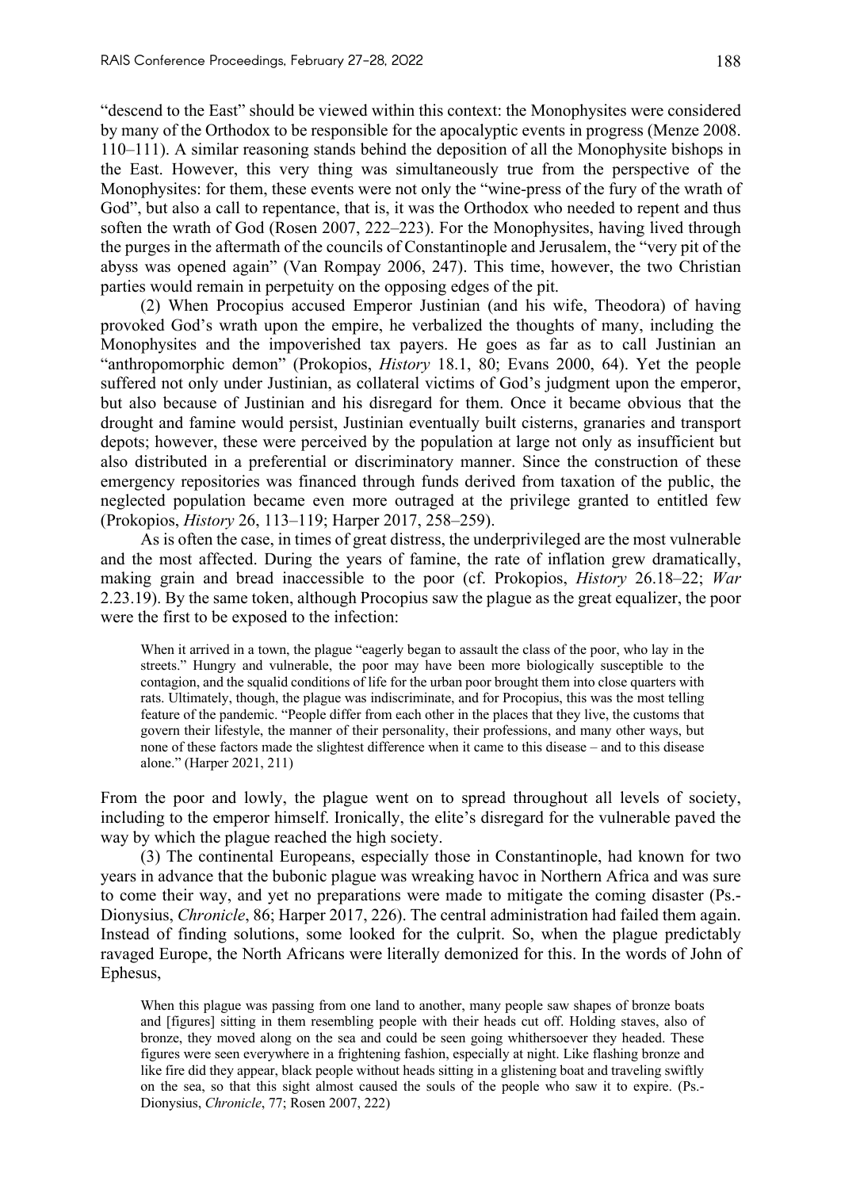"descend to the East" should be viewed within this context: the Monophysites were considered by many of the Orthodox to be responsible for the apocalyptic events in progress (Menze 2008. 110–111). A similar reasoning stands behind the deposition of all the Monophysite bishops in the East. However, this very thing was simultaneously true from the perspective of the Monophysites: for them, these events were not only the "wine-press of the fury of the wrath of God", but also a call to repentance, that is, it was the Orthodox who needed to repent and thus soften the wrath of God (Rosen 2007, 222–223). For the Monophysites, having lived through the purges in the aftermath of the councils of Constantinople and Jerusalem, the "very pit of the abyss was opened again" (Van Rompay 2006, 247). This time, however, the two Christian parties would remain in perpetuity on the opposing edges of the pit.

(2) When Procopius accused Emperor Justinian (and his wife, Theodora) of having provoked God's wrath upon the empire, he verbalized the thoughts of many, including the Monophysites and the impoverished tax payers. He goes as far as to call Justinian an "anthropomorphic demon" (Prokopios, *History* 18.1, 80; Evans 2000, 64). Yet the people suffered not only under Justinian, as collateral victims of God's judgment upon the emperor, but also because of Justinian and his disregard for them. Once it became obvious that the drought and famine would persist, Justinian eventually built cisterns, granaries and transport depots; however, these were perceived by the population at large not only as insufficient but also distributed in a preferential or discriminatory manner. Since the construction of these emergency repositories was financed through funds derived from taxation of the public, the neglected population became even more outraged at the privilege granted to entitled few (Prokopios, *History* 26, 113–119; Harper 2017, 258–259).

As is often the case, in times of great distress, the underprivileged are the most vulnerable and the most affected. During the years of famine, the rate of inflation grew dramatically, making grain and bread inaccessible to the poor (cf. Prokopios, *History* 26.18–22; *War* 2.23.19). By the same token, although Procopius saw the plague as the great equalizer, the poor were the first to be exposed to the infection:

> When it arrived in a town, the plague "eagerly began to assault the class of the poor, who lay in the streets." Hungry and vulnerable, the poor may have been more biologically susceptible to the contagion, and the squalid conditions of life for the urban poor brought them into close quarters with rats. Ultimately, though, the plague was indiscriminate, and for Procopius, this was the most telling feature of the pandemic. "People differ from each other in the places that they live, the customs that govern their lifestyle, the manner of their personality, their professions, and many other ways, but none of these factors made the slightest difference when it came to this disease – and to this disease alone." (Harper 2021, 211)

From the poor and lowly, the plague went on to spread throughout all levels of society, including to the emperor himself. Ironically, the elite's disregard for the vulnerable paved the way by which the plague reached the high society.

(3) The continental Europeans, especially those in Constantinople, had known for two years in advance that the bubonic plague was wreaking havoc in Northern Africa and was sure to come their way, and yet no preparations were made to mitigate the coming disaster (Ps.-Dionysius, *Chronicle*, 86; Harper 2017, 226). The central administration had failed them again. Instead of finding solutions, some looked for the culprit. So, when the plague predictably ravaged Europe, the North Africans were literally demonized for this. In the words of John of Ephesus,

> When this plague was passing from one land to another, many people saw shapes of bronze boats and [figures] sitting in them resembling people with their heads cut off. Holding staves, also of bronze, they moved along on the sea and could be seen going whithersoever they headed. These figures were seen everywhere in a frightening fashion, especially at night. Like flashing bronze and like fire did they appear, black people without heads sitting in a glistening boat and traveling swiftly on the sea, so that this sight almost caused the souls of the people who saw it to expire. (Ps.-Dionysius, *Chronicle*, 77; Rosen 2007, 222)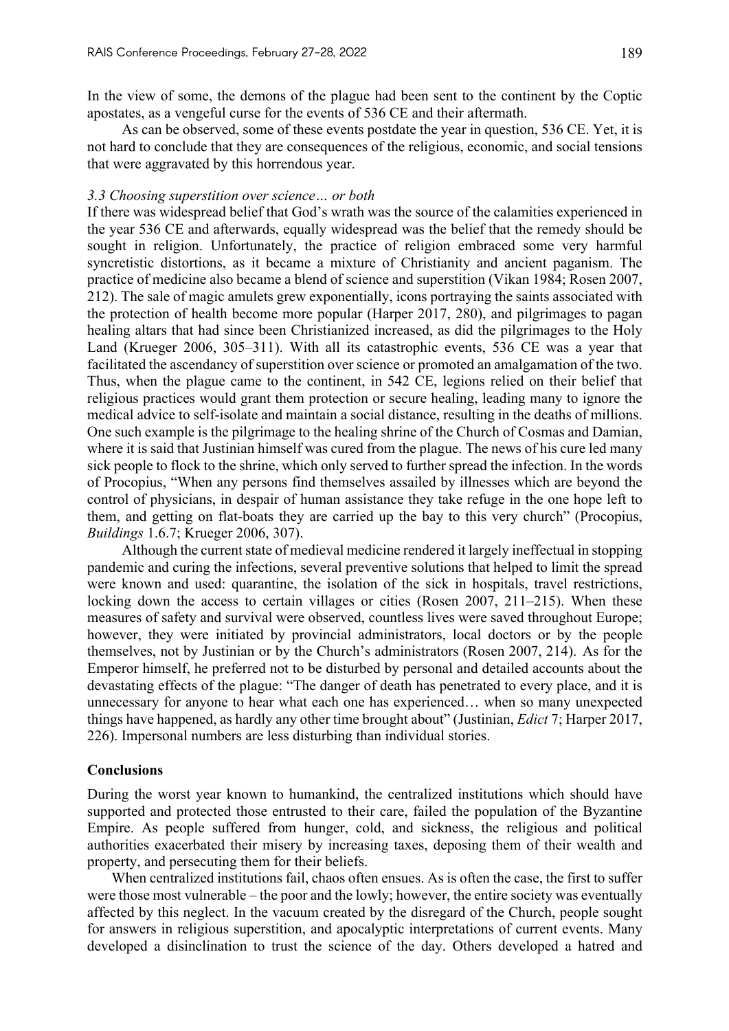In the view of some, the demons of the plague had been sent to the continent by the Coptic apostates, as a vengeful curse for the events of 536 CE and their aftermath.

As can be observed, some of these events postdate the year in question, 536 CE. Yet, it is not hard to conclude that they are consequences of the religious, economic, and social tensions that were aggravated by this horrendous year.

### *3.3 Choosing superstition over science… or both*

If there was widespread belief that God's wrath was the source of the calamities experienced in the year 536 CE and afterwards, equally widespread was the belief that the remedy should be sought in religion. Unfortunately, the practice of religion embraced some very harmful syncretistic distortions, as it became a mixture of Christianity and ancient paganism. The practice of medicine also became a blend of science and superstition (Vikan 1984; Rosen 2007, 212). The sale of magic amulets grew exponentially, icons portraying the saints associated with the protection of health become more popular (Harper 2017, 280), and pilgrimages to pagan healing altars that had since been Christianized increased, as did the pilgrimages to the Holy Land (Krueger 2006, 305–311). With all its catastrophic events, 536 CE was a year that facilitated the ascendancy of superstition over science or promoted an amalgamation of the two. Thus, when the plague came to the continent, in 542 CE, legions relied on their belief that religious practices would grant them protection or secure healing, leading many to ignore the medical advice to self-isolate and maintain a social distance, resulting in the deaths of millions. One such example is the pilgrimage to the healing shrine of the Church of Cosmas and Damian, where it is said that Justinian himself was cured from the plague. The news of his cure led many sick people to flock to the shrine, which only served to further spread the infection. In the words of Procopius, "When any persons find themselves assailed by illnesses which are beyond the control of physicians, in despair of human assistance they take refuge in the one hope left to them, and getting on flat-boats they are carried up the bay to this very church" (Procopius, *Buildings* 1.6.7; Krueger 2006, 307).

Although the current state of medieval medicine rendered it largely ineffectual in stopping pandemic and curing the infections, several preventive solutions that helped to limit the spread were known and used: quarantine, the isolation of the sick in hospitals, travel restrictions, locking down the access to certain villages or cities (Rosen 2007, 211–215). When these measures of safety and survival were observed, countless lives were saved throughout Europe; however, they were initiated by provincial administrators, local doctors or by the people themselves, not by Justinian or by the Church's administrators (Rosen 2007, 214). As for the Emperor himself, he preferred not to be disturbed by personal and detailed accounts about the devastating effects of the plague: "The danger of death has penetrated to every place, and it is unnecessary for anyone to hear what each one has experienced… when so many unexpected things have happened, as hardly any other time brought about" (Justinian, *Edict* 7; Harper 2017, 226). Impersonal numbers are less disturbing than individual stories.

## Conclusions

During the worst year known to humankind, the centralized institutions which should have supported and protected those entrusted to their care, failed the population of the Byzantine Empire. As people suffered from hunger, cold, and sickness, the religious and political authorities exacerbated their misery by increasing taxes, deposing them of their wealth and property, and persecuting them for their beliefs.

When centralized institutions fail, chaos often ensues. As is often the case, the first to suffer were those most vulnerable – the poor and the lowly; however, the entire society was eventually affected by this neglect. In the vacuum created by the disregard of the Church, people sought for answers in religious superstition, and apocalyptic interpretations of current events. Many developed a disinclination to trust the science of the day. Others developed a hatred and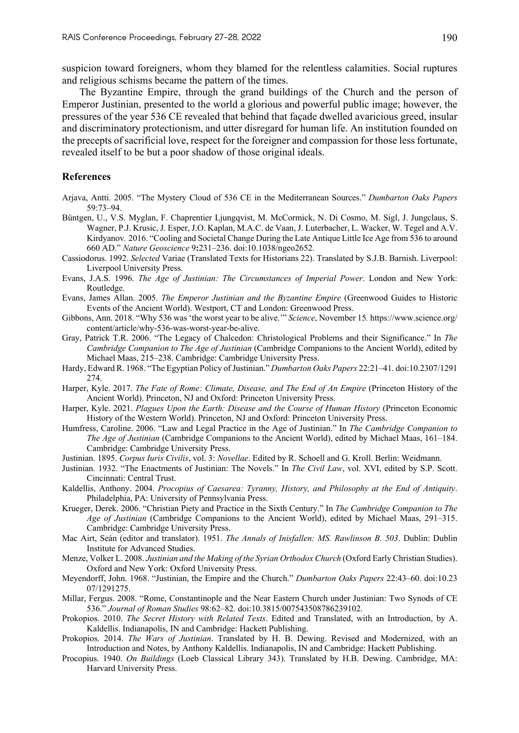suspicion toward foreigners, whom they blamed for the relentless calamities. Social ruptures and religious schisms became the pattern of the times.

The Byzantine Empire, through the grand buildings of the Church and the person of Emperor Justinian, presented to the world a glorious and powerful public image; however, the pressures of the year 536 CE revealed that behind that façade dwelled avaricious greed, insular and discriminatory protectionism, and utter disregard for human life. An institution founded on the precepts of sacrificial love, respect for the foreigner and compassion for those less fortunate, revealed itself to be but a poor shadow of those original ideals.

## References

Arjava, Antti. 2005. "The Mystery Cloud of 536 CE in the Mediterranean Sources." *Dumbarton Oaks Papers* 59:73–94.

Büntgen, U., V.S. Myglan, F. Chaprentier Ljungqvist, M. McCormick, N. Di Cosmo, M. Sigl, J. Jungclaus, S. Wagner, P.J. Krusic, J. Esper, J.O. Kaplan, M.A.C. de Vaan, J. Luterbacher, L. Wacker, W. Tegel and A.V. Kirdyanov. 2016. "Cooling and Societal Change During the Late Antique Little Ice Age from 536 to around 660 AD." *Nature Geoscience* 9**:**231–236. doi:10.1038/ngeo2652.

Cassiodorus. 1992. *Selected* Variae (Translated Texts for Historians 22). Translated by S.J.B. Barnish. Liverpool: Liverpool University Press.

Evans, J.A.S. 1996. *The Age of Justinian: The Circumstances of Imperial Power*. London and New York: Routledge.

Evans, James Allan. 2005. *The Emperor Justinian and the Byzantine Empire* (Greenwood Guides to Historic Events of the Ancient World). Westport, CT and London: Greenwood Press.

Gibbons, Ann. 2018. "Why 536 was 'the worst year to be alive.'" *Science*, November 15*.* https://www.science.org/content/article/why-536-was-worst-year-be-alive.

Gray, Patrick T.R. 2006. "The Legacy of Chalcedon: Christological Problems and their Significance." In *The Cambridge Companion to The Age of Justinian* (Cambridge Companions to the Ancient World), edited by Michael Maas, 215–238. Cambridge: Cambridge University Press.

Hardy, Edward R. 1968. "The Egyptian Policy of Justinian." *Dumbarton Oaks Papers* 22:21–41. doi:10.2307/1291274.

Harper, Kyle. 2017. *The Fate of Rome: Climate, Disease, and The End of An Empire* (Princeton History of the Ancient World). Princeton, NJ and Oxford: Princeton University Press.

Harper, Kyle. 2021. *Plagues Upon the Earth: Disease and the Course of Human History* (Princeton Economic History of the Western World). Princeton, NJ and Oxford: Princeton University Press.

Humfress, Caroline. 2006. "Law and Legal Practice in the Age of Justinian." In *The Cambridge Companion to The Age of Justinian* (Cambridge Companions to the Ancient World), edited by Michael Maas, 161–184. Cambridge: Cambridge University Press.

Justinian. 1895. *Corpus Iuris Civilis*, vol. 3: *Novellae*. Edited by R. Schoell and G. Kroll. Berlin: Weidmann.

Justinian. 1932. "The Enactments of Justinian: The Novels." In *The Civil Law*, vol. XVI, edited by S.P. Scott. Cincinnati: Central Trust.

Kaldellis, Anthony. 2004. *Procopius of Caesarea: Tyranny, History, and Philosophy at the End of Antiquity*. Philadelphia, PA: University of Pennsylvania Press.

Krueger, Derek. 2006. "Christian Piety and Practice in the Sixth Century." In *The Cambridge Companion to The Age of Justinian* (Cambridge Companions to the Ancient World), edited by Michael Maas, 291–315. Cambridge: Cambridge University Press.

Mac Airt, Seán (editor and translator). 1951. *The Annals of Inisfallen: MS. Rawlinson B. 503*. Dublin: Dublin Institute for Advanced Studies.

Menze, Volker L. 2008. *Justinian and the Making of the Syrian Orthodox Church* (Oxford Early Christian Studies). Oxford and New York: Oxford University Press.

Meyendorff, John. 1968. "Justinian, the Empire and the Church." *Dumbarton Oaks Papers* 22:43–60. doi:10.2307/1291275.

Millar, Fergus. 2008. "Rome, Constantinople and the Near Eastern Church under Justinian: Two Synods of CE 536." *Journal of Roman Studies* 98:62–82. doi:10.3815/007543508786239102.

Prokopios. 2010. *The Secret History with Related Texts*. Edited and Translated, with an Introduction, by A. Kaldellis. Indianapolis, IN and Cambridge: Hackett Publishing.

Prokopios. 2014. *The Wars of Justinian*. Translated by H. B. Dewing. Revised and Modernized, with an Introduction and Notes, by Anthony Kaldellis. Indianapolis, IN and Cambridge: Hackett Publishing.

Procopius. 1940. *On Buildings* (Loeb Classical Library 343). Translated by H.B. Dewing. Cambridge, MA: Harvard University Press.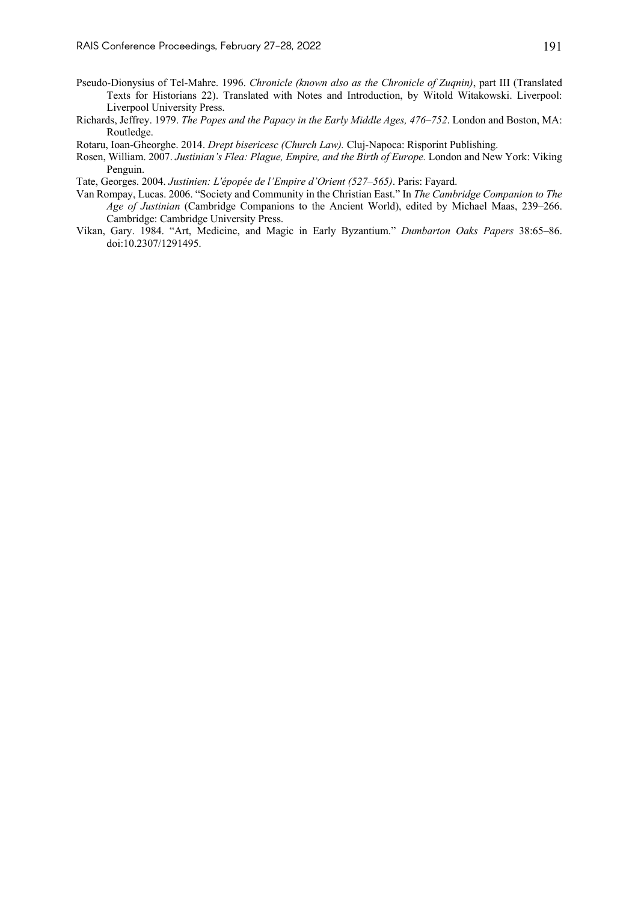Pseudo-Dionysius of Tel-Mahre. 1996. *Chronicle (known also as the Chronicle of Zuqnin)*, part III (Translated Texts for Historians 22). Translated with Notes and Introduction, by Witold Witakowski. Liverpool: Liverpool University Press.

Richards, Jeffrey. 1979. *The Popes and the Papacy in the Early Middle Ages, 476–752*. London and Boston, MA: Routledge.

Rotaru, Ioan-Gheorghe. 2014. *Drept bisericesc (Church Law).* Cluj-Napoca: Risporint Publishing.

Rosen, William. 2007. *Justinian's Flea: Plague, Empire, and the Birth of Europe.* London and New York: Viking Penguin.

Tate, Georges. 2004. *Justinien: L'épopée de l'Empire d'Orient (527–565)*. Paris: Fayard.

Van Rompay, Lucas. 2006. "Society and Community in the Christian East." In *The Cambridge Companion to The Age of Justinian* (Cambridge Companions to the Ancient World), edited by Michael Maas, 239–266. Cambridge: Cambridge University Press.

Vikan, Gary. 1984. "Art, Medicine, and Magic in Early Byzantium." *Dumbarton Oaks Papers* 38:65–86. doi:10.2307/1291495.